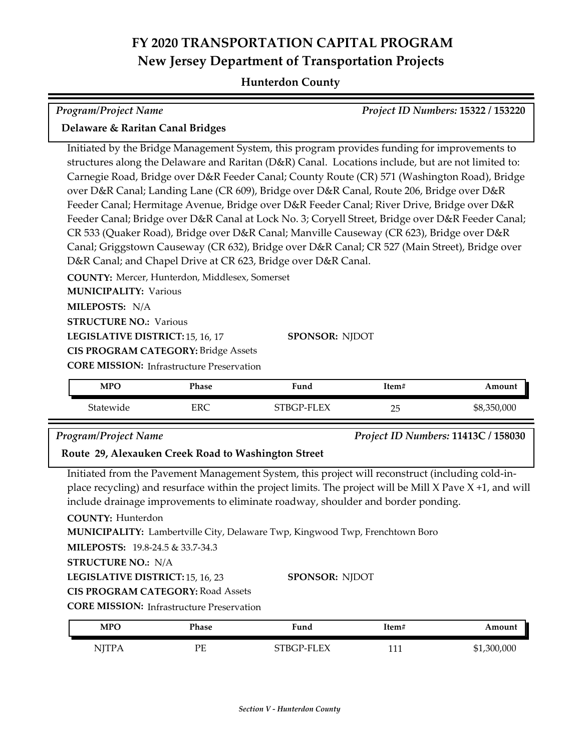# FY 2020 TRANSPORTATION CAPITAL PROGRAM
## New Jersey Department of Transportation Projects
### Hunterdon County

*Program/Project Name* — *Project ID Numbers:* **15322 / 153220**

**Delaware & Raritan Canal Bridges**

Initiated by the Bridge Management System, this program provides funding for improvements to structures along the Delaware and Raritan (D&R) Canal. Locations include, but are not limited to: Carnegie Road, Bridge over D&R Feeder Canal; County Route (CR) 571 (Washington Road), Bridge over D&R Canal; Landing Lane (CR 609), Bridge over D&R Canal, Route 206, Bridge over D&R Feeder Canal; Hermitage Avenue, Bridge over D&R Feeder Canal; River Drive, Bridge over D&R Feeder Canal; Bridge over D&R Canal at Lock No. 3; Coryell Street, Bridge over D&R Feeder Canal; CR 533 (Quaker Road), Bridge over D&R Canal; Manville Causeway (CR 623), Bridge over D&R Canal; Griggstown Causeway (CR 632), Bridge over D&R Canal; CR 527 (Main Street), Bridge over D&R Canal; and Chapel Drive at CR 623, Bridge over D&R Canal.

**COUNTY:** Mercer, Hunterdon, Middlesex, Somerset
**MUNICIPALITY:** Various
**MILEPOSTS:** N/A
**STRUCTURE NO.:** Various
**LEGISLATIVE DISTRICT:** 15, 16, 17 **SPONSOR:** NJDOT
**CIS PROGRAM CATEGORY:** Bridge Assets
**CORE MISSION:** Infrastructure Preservation

| MPO | Phase | Fund | Item# | Amount |
|---|---|---|---|---|
| Statewide | ERC | STBGP-FLEX | 25 | $8,350,000 |

*Program/Project Name* — *Project ID Numbers:* **11413C / 158030**

**Route 29, Alexauken Creek Road to Washington Street**

Initiated from the Pavement Management System, this project will reconstruct (including cold-in-place recycling) and resurface within the project limits. The project will be Mill X Pave X +1, and will include drainage improvements to eliminate roadway, shoulder and border ponding.

**COUNTY:** Hunterdon
**MUNICIPALITY:** Lambertville City, Delaware Twp, Kingwood Twp, Frenchtown Boro
**MILEPOSTS:** 19.8-24.5 & 33.7-34.3
**STRUCTURE NO.:** N/A
**LEGISLATIVE DISTRICT:** 15, 16, 23 **SPONSOR:** NJDOT
**CIS PROGRAM CATEGORY:** Road Assets
**CORE MISSION:** Infrastructure Preservation

| MPO | Phase | Fund | Item# | Amount |
|---|---|---|---|---|
| NJTPA | PE | STBGP-FLEX | 111 | $1,300,000 |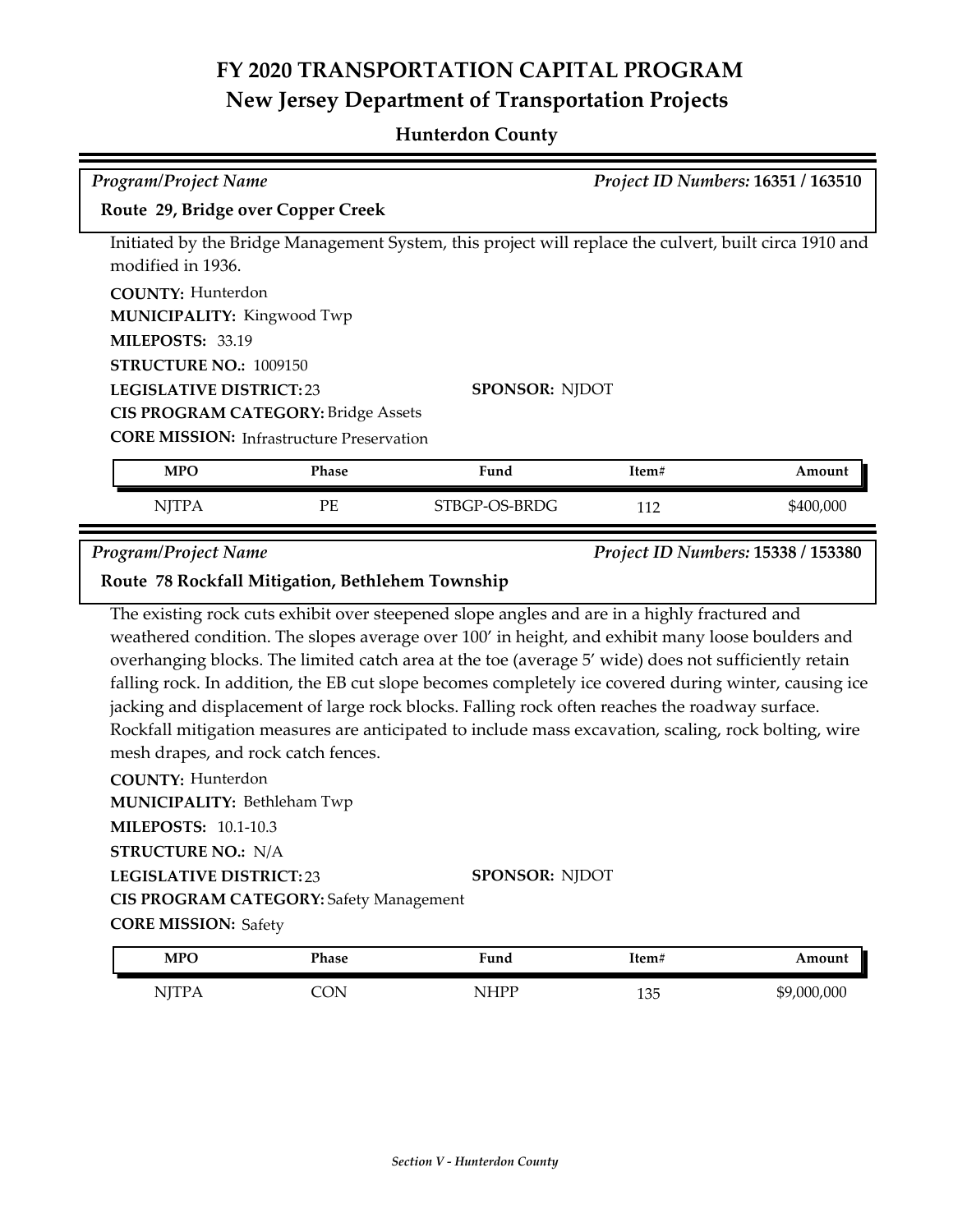# FY 2020 TRANSPORTATION CAPITAL PROGRAM
## New Jersey Department of Transportation Projects

### Hunterdon County

*Program/Project Name* | *Project ID Numbers:* **16351 / 163510**

**Route 29, Bridge over Copper Creek**

Initiated by the Bridge Management System, this project will replace the culvert, built circa 1910 and modified in 1936.

**COUNTY:** Hunterdon
**MUNICIPALITY:** Kingwood Twp
**MILEPOSTS:** 33.19
**STRUCTURE NO.:** 1009150
**LEGISLATIVE DISTRICT:** 23
**SPONSOR:** NJDOT
**CIS PROGRAM CATEGORY:** Bridge Assets
**CORE MISSION:** Infrastructure Preservation

| MPO | Phase | Fund | Item# | Amount |
|---|---|---|---|---|
| NJTPA | PE | STBGP-OS-BRDG | 112 | $400,000 |

*Program/Project Name* | *Project ID Numbers:* **15338 / 153380**

**Route 78 Rockfall Mitigation, Bethlehem Township**

The existing rock cuts exhibit over steepened slope angles and are in a highly fractured and weathered condition. The slopes average over 100' in height, and exhibit many loose boulders and overhanging blocks. The limited catch area at the toe (average 5' wide) does not sufficiently retain falling rock. In addition, the EB cut slope becomes completely ice covered during winter, causing ice jacking and displacement of large rock blocks. Falling rock often reaches the roadway surface. Rockfall mitigation measures are anticipated to include mass excavation, scaling, rock bolting, wire mesh drapes, and rock catch fences.

**COUNTY:** Hunterdon
**MUNICIPALITY:** Bethleham Twp
**MILEPOSTS:** 10.1-10.3
**STRUCTURE NO.:** N/A
**LEGISLATIVE DISTRICT:** 23
**SPONSOR:** NJDOT
**CIS PROGRAM CATEGORY:** Safety Management
**CORE MISSION:** Safety

| MPO | Phase | Fund | Item# | Amount |
|---|---|---|---|---|
| NJTPA | CON | NHPP | 135 | $9,000,000 |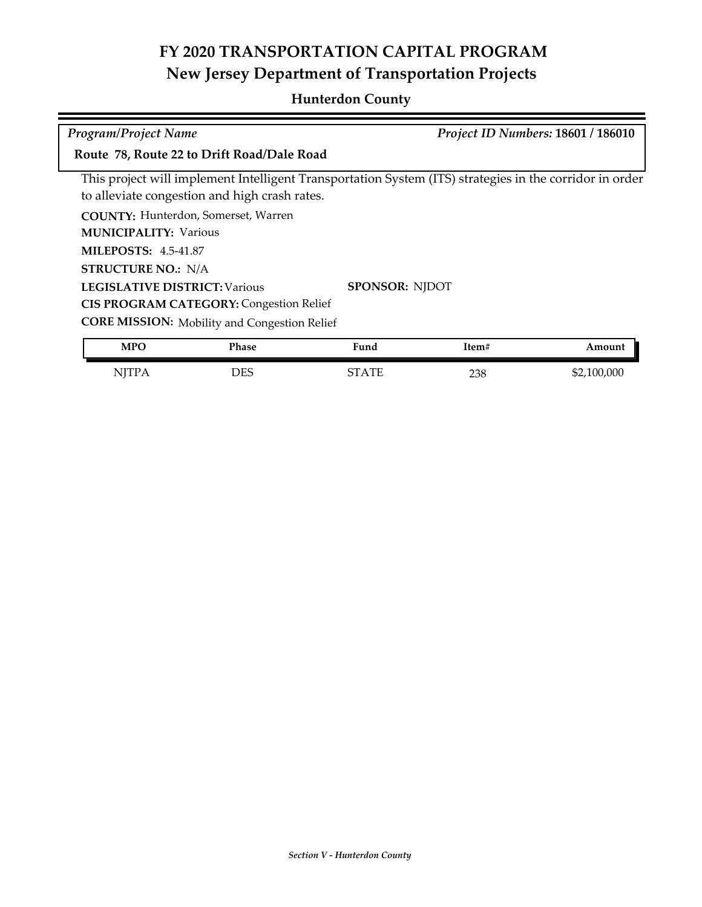# FY 2020 TRANSPORTATION CAPITAL PROGRAM
## New Jersey Department of Transportation Projects

### Hunterdon County

*Program/Project Name* | *Project ID Numbers:* **18601 / 186010**

**Route 78, Route 22 to Drift Road/Dale Road**

This project will implement Intelligent Transportation System (ITS) strategies in the corridor in order to alleviate congestion and high crash rates.

**COUNTY:** Hunterdon, Somerset, Warren
**MUNICIPALITY:** Various
**MILEPOSTS:** 4.5-41.87
**STRUCTURE NO.:** N/A
**LEGISLATIVE DISTRICT:** Various
**SPONSOR:** NJDOT
**CIS PROGRAM CATEGORY:** Congestion Relief
**CORE MISSION:** Mobility and Congestion Relief

| MPO | Phase | Fund | Item# | Amount |
|---|---|---|---|---|
| NJTPA | DES | STATE | 238 | $2,100,000 |